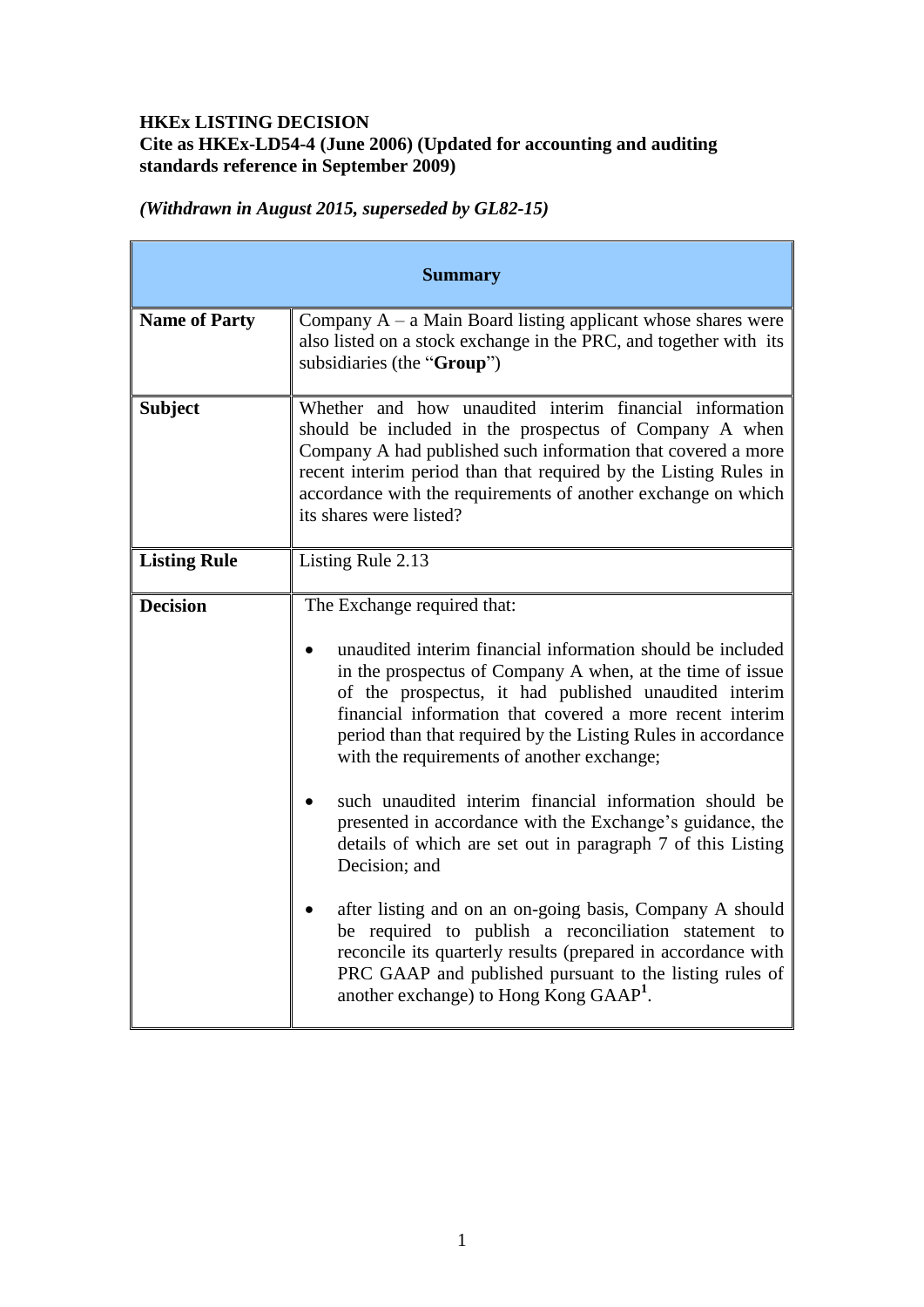**HKEx LISTING DECISION**
**Cite as HKEx-LD54-4 (June 2006) (Updated for accounting and auditing standards reference in September 2009)**

***(Withdrawn in August 2015, superseded by GL82-15)***

| **Summary** | |
|---|---|
| **Name of Party** | Company A – a Main Board listing applicant whose shares were also listed on a stock exchange in the PRC, and together with its subsidiaries (the "**Group**") |
| **Subject** | Whether and how unaudited interim financial information should be included in the prospectus of Company A when Company A had published such information that covered a more recent interim period than that required by the Listing Rules in accordance with the requirements of another exchange on which its shares were listed? |
| **Listing Rule** | Listing Rule 2.13 |
| **Decision** | The Exchange required that:<br><br>• unaudited interim financial information should be included in the prospectus of Company A when, at the time of issue of the prospectus, it had published unaudited interim financial information that covered a more recent interim period than that required by the Listing Rules in accordance with the requirements of another exchange;<br><br>• such unaudited interim financial information should be presented in accordance with the Exchange's guidance, the details of which are set out in paragraph 7 of this Listing Decision; and<br><br>• after listing and on an on-going basis, Company A should be required to publish a reconciliation statement to reconcile its quarterly results (prepared in accordance with PRC GAAP and published pursuant to the listing rules of another exchange) to Hong Kong GAAP[1]. |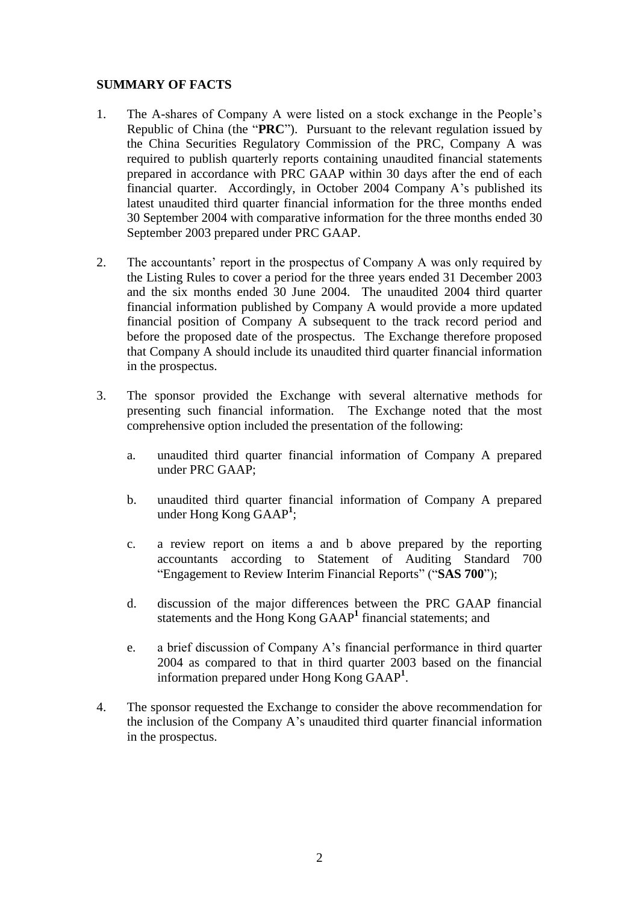**SUMMARY OF FACTS**

1. The A-shares of Company A were listed on a stock exchange in the People's Republic of China (the "**PRC**"). Pursuant to the relevant regulation issued by the China Securities Regulatory Commission of the PRC, Company A was required to publish quarterly reports containing unaudited financial statements prepared in accordance with PRC GAAP within 30 days after the end of each financial quarter. Accordingly, in October 2004 Company A's published its latest unaudited third quarter financial information for the three months ended 30 September 2004 with comparative information for the three months ended 30 September 2003 prepared under PRC GAAP.

2. The accountants' report in the prospectus of Company A was only required by the Listing Rules to cover a period for the three years ended 31 December 2003 and the six months ended 30 June 2004. The unaudited 2004 third quarter financial information published by Company A would provide a more updated financial position of Company A subsequent to the track record period and before the proposed date of the prospectus. The Exchange therefore proposed that Company A should include its unaudited third quarter financial information in the prospectus.

3. The sponsor provided the Exchange with several alternative methods for presenting such financial information. The Exchange noted that the most comprehensive option included the presentation of the following:

   a. unaudited third quarter financial information of Company A prepared under PRC GAAP;

   b. unaudited third quarter financial information of Company A prepared under Hong Kong GAAP[1];

   c. a review report on items a and b above prepared by the reporting accountants according to Statement of Auditing Standard 700 "Engagement to Review Interim Financial Reports" ("**SAS 700**");

   d. discussion of the major differences between the PRC GAAP financial statements and the Hong Kong GAAP[1] financial statements; and

   e. a brief discussion of Company A's financial performance in third quarter 2004 as compared to that in third quarter 2003 based on the financial information prepared under Hong Kong GAAP[1].

4. The sponsor requested the Exchange to consider the above recommendation for the inclusion of the Company A's unaudited third quarter financial information in the prospectus.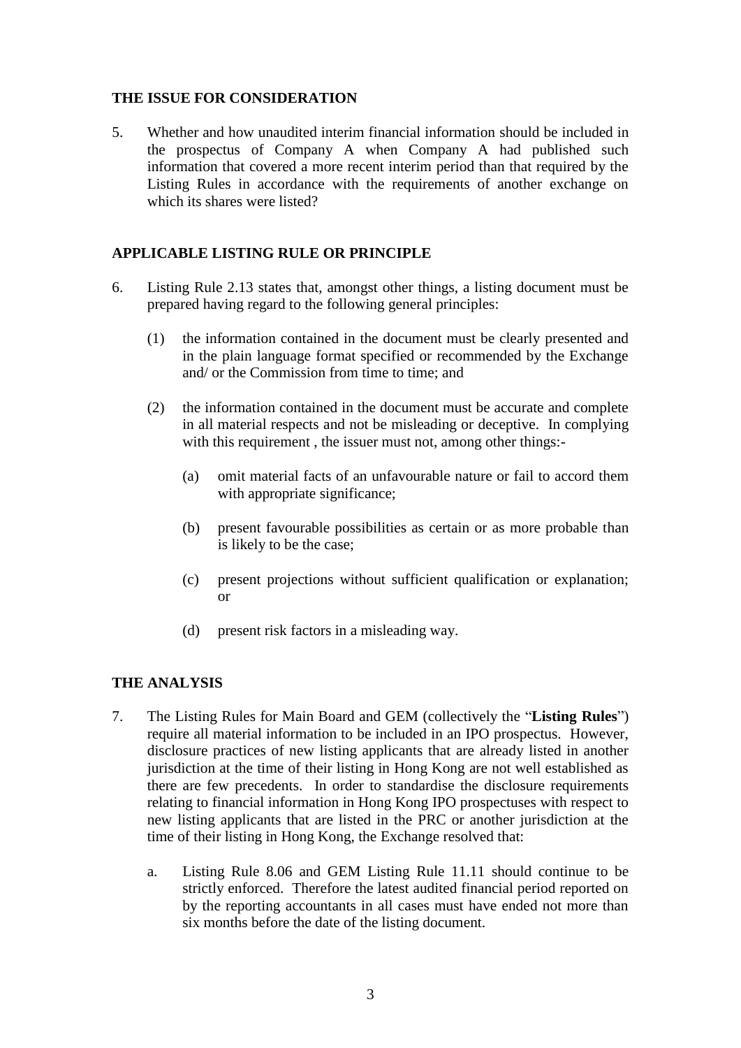## THE ISSUE FOR CONSIDERATION

5. Whether and how unaudited interim financial information should be included in the prospectus of Company A when Company A had published such information that covered a more recent interim period than that required by the Listing Rules in accordance with the requirements of another exchange on which its shares were listed?

## APPLICABLE LISTING RULE OR PRINCIPLE

6. Listing Rule 2.13 states that, amongst other things, a listing document must be prepared having regard to the following general principles:

   (1) the information contained in the document must be clearly presented and in the plain language format specified or recommended by the Exchange and/ or the Commission from time to time; and

   (2) the information contained in the document must be accurate and complete in all material respects and not be misleading or deceptive. In complying with this requirement , the issuer must not, among other things:-

      (a) omit material facts of an unfavourable nature or fail to accord them with appropriate significance;

      (b) present favourable possibilities as certain or as more probable than is likely to be the case;

      (c) present projections without sufficient qualification or explanation; or

      (d) present risk factors in a misleading way.

## THE ANALYSIS

7. The Listing Rules for Main Board and GEM (collectively the "**Listing Rules**") require all material information to be included in an IPO prospectus. However, disclosure practices of new listing applicants that are already listed in another jurisdiction at the time of their listing in Hong Kong are not well established as there are few precedents. In order to standardise the disclosure requirements relating to financial information in Hong Kong IPO prospectuses with respect to new listing applicants that are listed in the PRC or another jurisdiction at the time of their listing in Hong Kong, the Exchange resolved that:

   a. Listing Rule 8.06 and GEM Listing Rule 11.11 should continue to be strictly enforced. Therefore the latest audited financial period reported on by the reporting accountants in all cases must have ended not more than six months before the date of the listing document.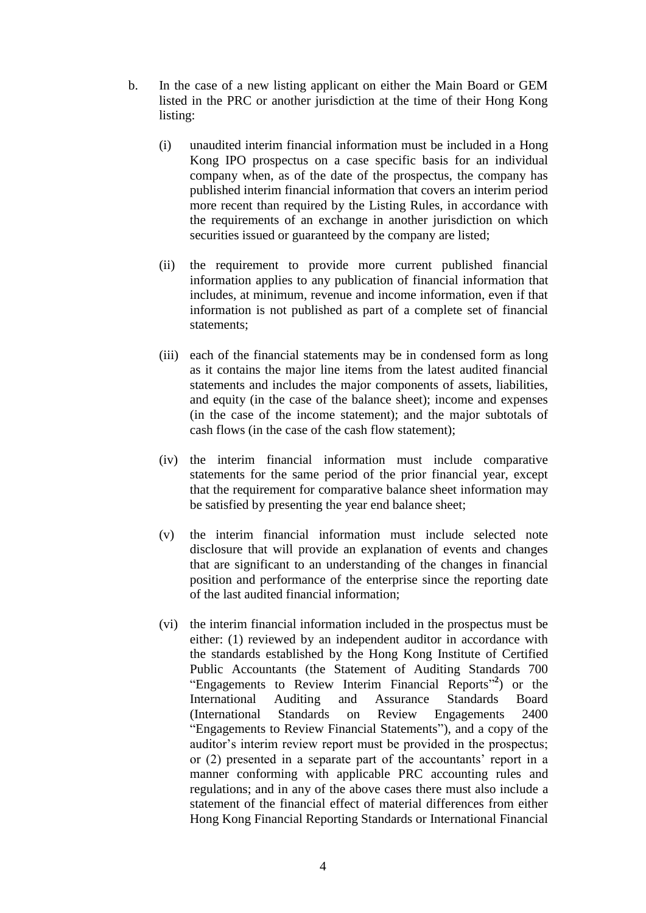b. In the case of a new listing applicant on either the Main Board or GEM listed in the PRC or another jurisdiction at the time of their Hong Kong listing:

   (i) unaudited interim financial information must be included in a Hong Kong IPO prospectus on a case specific basis for an individual company when, as of the date of the prospectus, the company has published interim financial information that covers an interim period more recent than required by the Listing Rules, in accordance with the requirements of an exchange in another jurisdiction on which securities issued or guaranteed by the company are listed;

   (ii) the requirement to provide more current published financial information applies to any publication of financial information that includes, at minimum, revenue and income information, even if that information is not published as part of a complete set of financial statements;

   (iii) each of the financial statements may be in condensed form as long as it contains the major line items from the latest audited financial statements and includes the major components of assets, liabilities, and equity (in the case of the balance sheet); income and expenses (in the case of the income statement); and the major subtotals of cash flows (in the case of the cash flow statement);

   (iv) the interim financial information must include comparative statements for the same period of the prior financial year, except that the requirement for comparative balance sheet information may be satisfied by presenting the year end balance sheet;

   (v) the interim financial information must include selected note disclosure that will provide an explanation of events and changes that are significant to an understanding of the changes in financial position and performance of the enterprise since the reporting date of the last audited financial information;

   (vi) the interim financial information included in the prospectus must be either: (1) reviewed by an independent auditor in accordance with the standards established by the Hong Kong Institute of Certified Public Accountants (the Statement of Auditing Standards 700 "Engagements to Review Interim Financial Reports"[2]) or the International Auditing and Assurance Standards Board (International Standards on Review Engagements 2400 "Engagements to Review Financial Statements"), and a copy of the auditor's interim review report must be provided in the prospectus; or (2) presented in a separate part of the accountants' report in a manner conforming with applicable PRC accounting rules and regulations; and in any of the above cases there must also include a statement of the financial effect of material differences from either Hong Kong Financial Reporting Standards or International Financial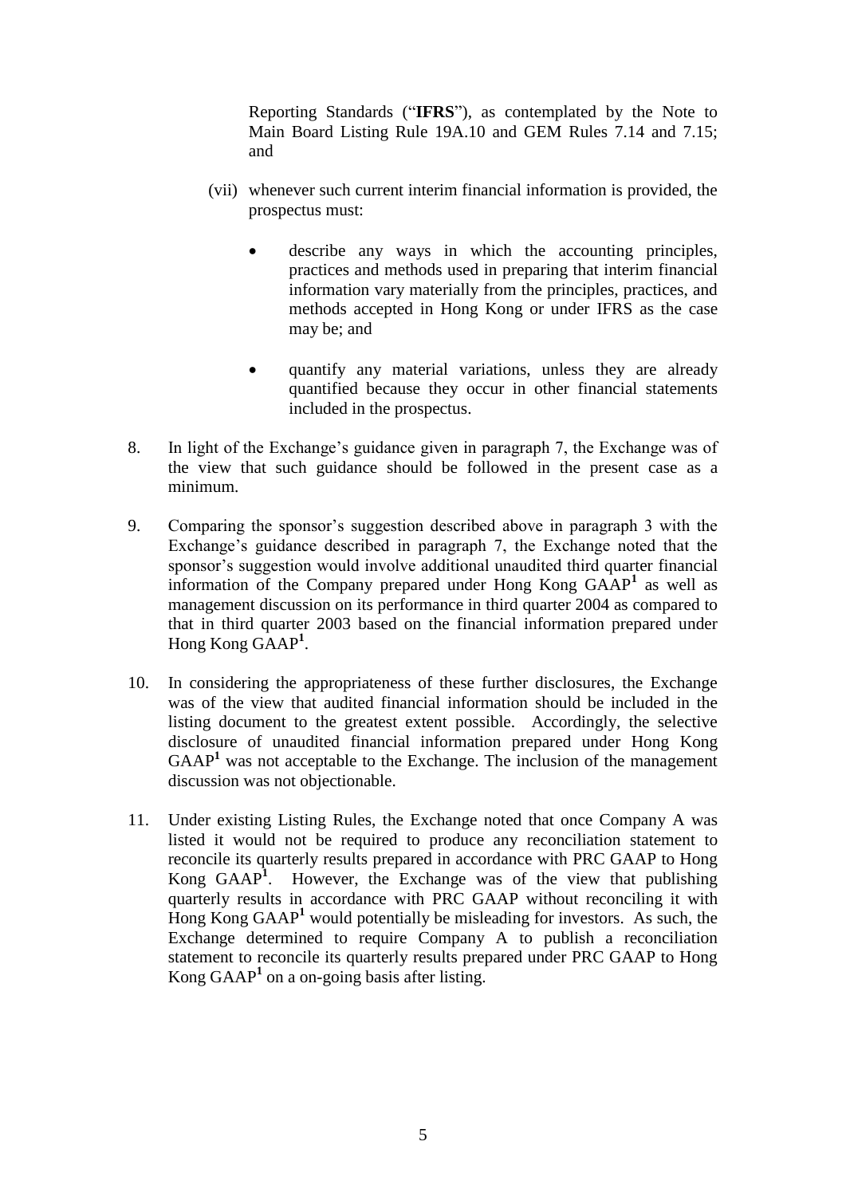Reporting Standards ("**IFRS**"), as contemplated by the Note to Main Board Listing Rule 19A.10 and GEM Rules 7.14 and 7.15; and

(vii) whenever such current interim financial information is provided, the prospectus must:

- describe any ways in which the accounting principles, practices and methods used in preparing that interim financial information vary materially from the principles, practices, and methods accepted in Hong Kong or under IFRS as the case may be; and
- quantify any material variations, unless they are already quantified because they occur in other financial statements included in the prospectus.

8. In light of the Exchange's guidance given in paragraph 7, the Exchange was of the view that such guidance should be followed in the present case as a minimum.

9. Comparing the sponsor's suggestion described above in paragraph 3 with the Exchange's guidance described in paragraph 7, the Exchange noted that the sponsor's suggestion would involve additional unaudited third quarter financial information of the Company prepared under Hong Kong GAAP[1] as well as management discussion on its performance in third quarter 2004 as compared to that in third quarter 2003 based on the financial information prepared under Hong Kong GAAP[1].

10. In considering the appropriateness of these further disclosures, the Exchange was of the view that audited financial information should be included in the listing document to the greatest extent possible. Accordingly, the selective disclosure of unaudited financial information prepared under Hong Kong GAAP[1] was not acceptable to the Exchange. The inclusion of the management discussion was not objectionable.

11. Under existing Listing Rules, the Exchange noted that once Company A was listed it would not be required to produce any reconciliation statement to reconcile its quarterly results prepared in accordance with PRC GAAP to Hong Kong GAAP[1]. However, the Exchange was of the view that publishing quarterly results in accordance with PRC GAAP without reconciling it with Hong Kong GAAP[1] would potentially be misleading for investors. As such, the Exchange determined to require Company A to publish a reconciliation statement to reconcile its quarterly results prepared under PRC GAAP to Hong Kong GAAP[1] on a on-going basis after listing.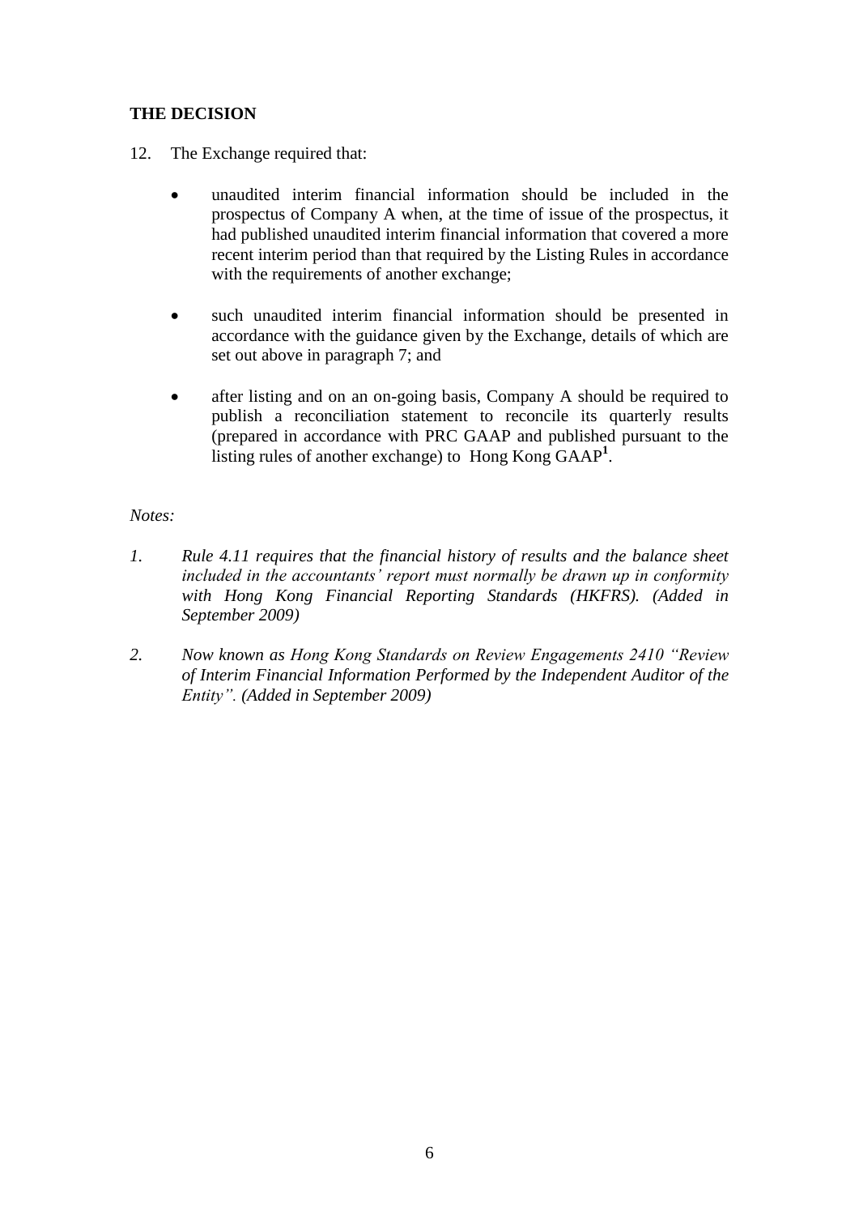## THE DECISION

12. The Exchange required that:

- unaudited interim financial information should be included in the prospectus of Company A when, at the time of issue of the prospectus, it had published unaudited interim financial information that covered a more recent interim period than that required by the Listing Rules in accordance with the requirements of another exchange;

- such unaudited interim financial information should be presented in accordance with the guidance given by the Exchange, details of which are set out above in paragraph 7; and

- after listing and on an on-going basis, Company A should be required to publish a reconciliation statement to reconcile its quarterly results (prepared in accordance with PRC GAAP and published pursuant to the listing rules of another exchange) to Hong Kong GAAP[1].

*Notes:*

1. *Rule 4.11 requires that the financial history of results and the balance sheet included in the accountants' report must normally be drawn up in conformity with Hong Kong Financial Reporting Standards (HKFRS). (Added in September 2009)*

2. *Now known as Hong Kong Standards on Review Engagements 2410 "Review of Interim Financial Information Performed by the Independent Auditor of the Entity". (Added in September 2009)*